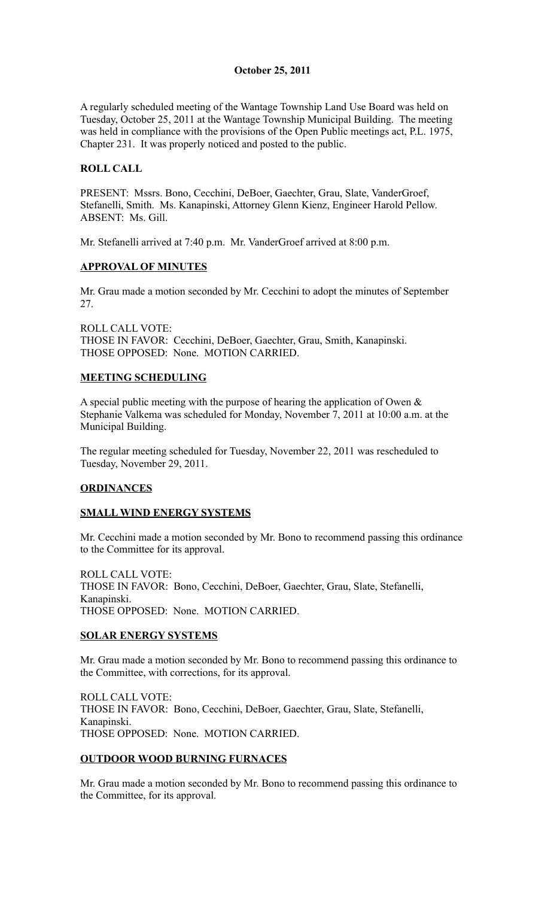**October 25, 2011**

A regularly scheduled meeting of the Wantage Township Land Use Board was held on Tuesday, October 25, 2011 at the Wantage Township Municipal Building. The meeting was held in compliance with the provisions of the Open Public meetings act, P.L. 1975, Chapter 231. It was properly noticed and posted to the public.

**ROLL CALL**

PRESENT: Mssrs. Bono, Cecchini, DeBoer, Gaechter, Grau, Slate, VanderGroef, Stefanelli, Smith. Ms. Kanapinski, Attorney Glenn Kienz, Engineer Harold Pellow.
ABSENT: Ms. Gill.

Mr. Stefanelli arrived at 7:40 p.m. Mr. VanderGroef arrived at 8:00 p.m.

**APPROVAL OF MINUTES**

Mr. Grau made a motion seconded by Mr. Cecchini to adopt the minutes of September 27.

ROLL CALL VOTE:
THOSE IN FAVOR: Cecchini, DeBoer, Gaechter, Grau, Smith, Kanapinski.
THOSE OPPOSED: None. MOTION CARRIED.

**MEETING SCHEDULING**

A special public meeting with the purpose of hearing the application of Owen & Stephanie Valkema was scheduled for Monday, November 7, 2011 at 10:00 a.m. at the Municipal Building.

The regular meeting scheduled for Tuesday, November 22, 2011 was rescheduled to Tuesday, November 29, 2011.

**ORDINANCES**

**SMALL WIND ENERGY SYSTEMS**

Mr. Cecchini made a motion seconded by Mr. Bono to recommend passing this ordinance to the Committee for its approval.

ROLL CALL VOTE:
THOSE IN FAVOR: Bono, Cecchini, DeBoer, Gaechter, Grau, Slate, Stefanelli, Kanapinski.
THOSE OPPOSED: None. MOTION CARRIED.

**SOLAR ENERGY SYSTEMS**

Mr. Grau made a motion seconded by Mr. Bono to recommend passing this ordinance to the Committee, with corrections, for its approval.

ROLL CALL VOTE:
THOSE IN FAVOR: Bono, Cecchini, DeBoer, Gaechter, Grau, Slate, Stefanelli, Kanapinski.
THOSE OPPOSED: None. MOTION CARRIED.

**OUTDOOR WOOD BURNING FURNACES**

Mr. Grau made a motion seconded by Mr. Bono to recommend passing this ordinance to the Committee, for its approval.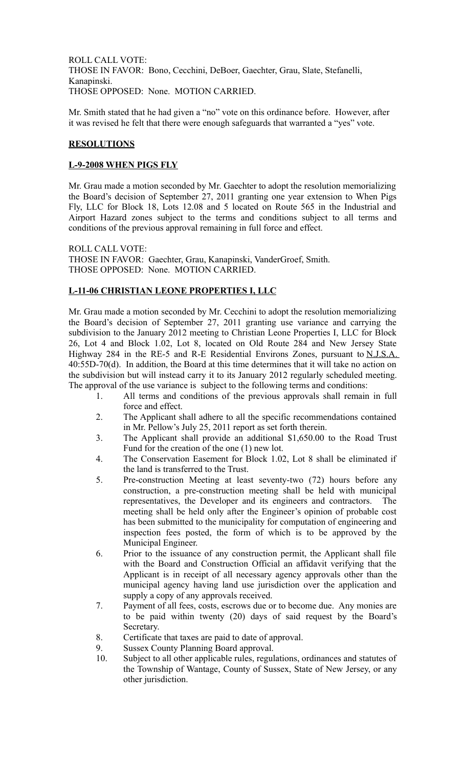ROLL CALL VOTE:
THOSE IN FAVOR: Bono, Cecchini, DeBoer, Gaechter, Grau, Slate, Stefanelli, Kanapinski.
THOSE OPPOSED: None. MOTION CARRIED.

Mr. Smith stated that he had given a "no" vote on this ordinance before. However, after it was revised he felt that there were enough safeguards that warranted a "yes" vote.

**RESOLUTIONS**

**L-9-2008 WHEN PIGS FLY**

Mr. Grau made a motion seconded by Mr. Gaechter to adopt the resolution memorializing the Board's decision of September 27, 2011 granting one year extension to When Pigs Fly, LLC for Block 18, Lots 12.08 and 5 located on Route 565 in the Industrial and Airport Hazard zones subject to the terms and conditions subject to all terms and conditions of the previous approval remaining in full force and effect.

ROLL CALL VOTE:
THOSE IN FAVOR: Gaechter, Grau, Kanapinski, VanderGroef, Smith.
THOSE OPPOSED: None. MOTION CARRIED.

**L-11-06 CHRISTIAN LEONE PROPERTIES I, LLC**

Mr. Grau made a motion seconded by Mr. Cecchini to adopt the resolution memorializing the Board's decision of September 27, 2011 granting use variance and carrying the subdivision to the January 2012 meeting to Christian Leone Properties I, LLC for Block 26, Lot 4 and Block 1.02, Lot 8, located on Old Route 284 and New Jersey State Highway 284 in the RE-5 and R-E Residential Environs Zones, pursuant to N.J.S.A. 40:55D-70(d). In addition, the Board at this time determines that it will take no action on the subdivision but will instead carry it to its January 2012 regularly scheduled meeting. The approval of the use variance is subject to the following terms and conditions:

1. All terms and conditions of the previous approvals shall remain in full force and effect.
2. The Applicant shall adhere to all the specific recommendations contained in Mr. Pellow's July 25, 2011 report as set forth therein.
3. The Applicant shall provide an additional $1,650.00 to the Road Trust Fund for the creation of the one (1) new lot.
4. The Conservation Easement for Block 1.02, Lot 8 shall be eliminated if the land is transferred to the Trust.
5. Pre-construction Meeting at least seventy-two (72) hours before any construction, a pre-construction meeting shall be held with municipal representatives, the Developer and its engineers and contractors. The meeting shall be held only after the Engineer's opinion of probable cost has been submitted to the municipality for computation of engineering and inspection fees posted, the form of which is to be approved by the Municipal Engineer.
6. Prior to the issuance of any construction permit, the Applicant shall file with the Board and Construction Official an affidavit verifying that the Applicant is in receipt of all necessary agency approvals other than the municipal agency having land use jurisdiction over the application and supply a copy of any approvals received.
7. Payment of all fees, costs, escrows due or to become due. Any monies are to be paid within twenty (20) days of said request by the Board's Secretary.
8. Certificate that taxes are paid to date of approval.
9. Sussex County Planning Board approval.
10. Subject to all other applicable rules, regulations, ordinances and statutes of the Township of Wantage, County of Sussex, State of New Jersey, or any other jurisdiction.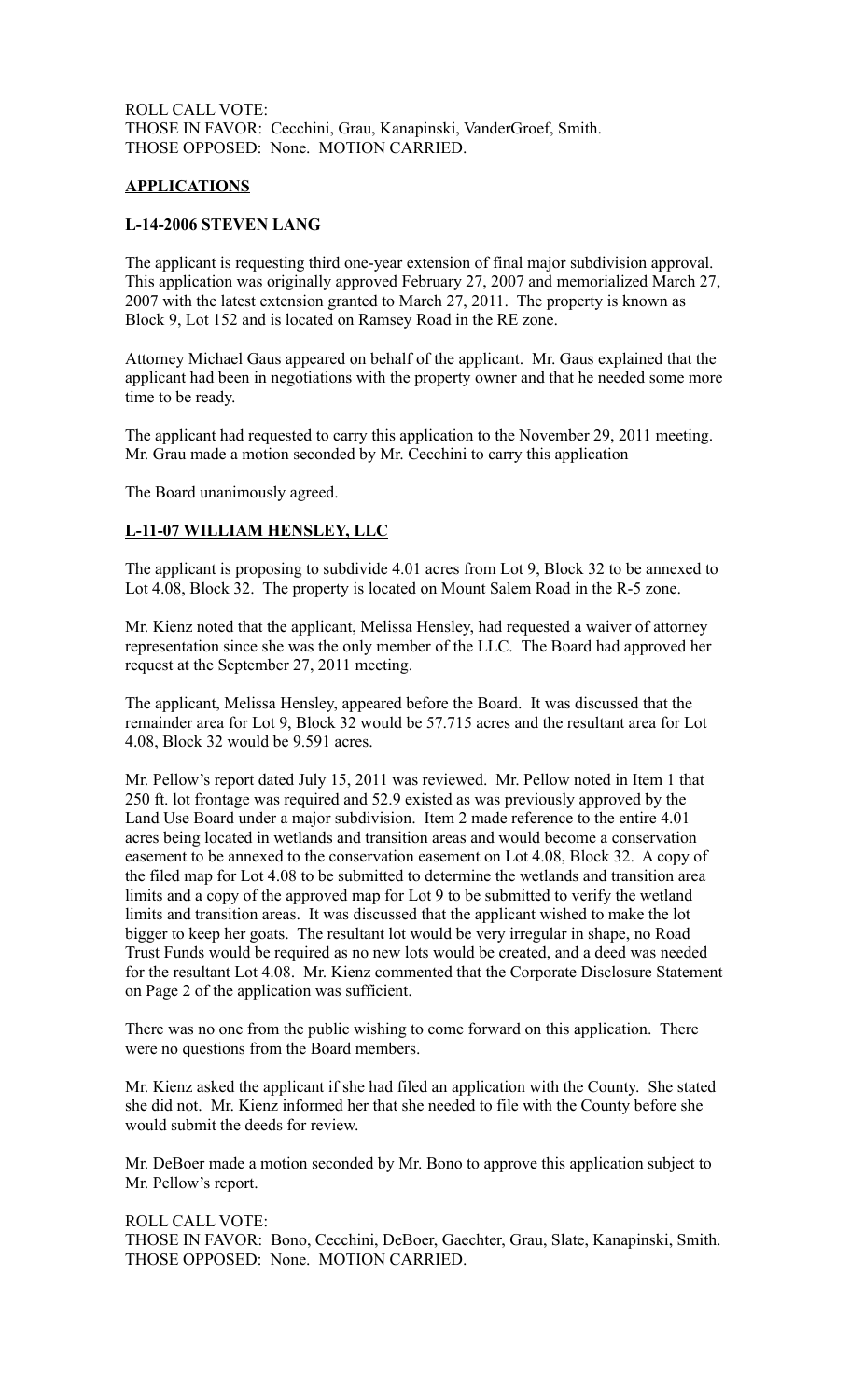ROLL CALL VOTE:
THOSE IN FAVOR: Cecchini, Grau, Kanapinski, VanderGroef, Smith.
THOSE OPPOSED: None. MOTION CARRIED.

## APPLICATIONS

### L-14-2006 STEVEN LANG

The applicant is requesting third one-year extension of final major subdivision approval. This application was originally approved February 27, 2007 and memorialized March 27, 2007 with the latest extension granted to March 27, 2011. The property is known as Block 9, Lot 152 and is located on Ramsey Road in the RE zone.

Attorney Michael Gaus appeared on behalf of the applicant. Mr. Gaus explained that the applicant had been in negotiations with the property owner and that he needed some more time to be ready.

The applicant had requested to carry this application to the November 29, 2011 meeting. Mr. Grau made a motion seconded by Mr. Cecchini to carry this application

The Board unanimously agreed.

### L-11-07 WILLIAM HENSLEY, LLC

The applicant is proposing to subdivide 4.01 acres from Lot 9, Block 32 to be annexed to Lot 4.08, Block 32. The property is located on Mount Salem Road in the R-5 zone.

Mr. Kienz noted that the applicant, Melissa Hensley, had requested a waiver of attorney representation since she was the only member of the LLC. The Board had approved her request at the September 27, 2011 meeting.

The applicant, Melissa Hensley, appeared before the Board. It was discussed that the remainder area for Lot 9, Block 32 would be 57.715 acres and the resultant area for Lot 4.08, Block 32 would be 9.591 acres.

Mr. Pellow's report dated July 15, 2011 was reviewed. Mr. Pellow noted in Item 1 that 250 ft. lot frontage was required and 52.9 existed as was previously approved by the Land Use Board under a major subdivision. Item 2 made reference to the entire 4.01 acres being located in wetlands and transition areas and would become a conservation easement to be annexed to the conservation easement on Lot 4.08, Block 32. A copy of the filed map for Lot 4.08 to be submitted to determine the wetlands and transition area limits and a copy of the approved map for Lot 9 to be submitted to verify the wetland limits and transition areas. It was discussed that the applicant wished to make the lot bigger to keep her goats. The resultant lot would be very irregular in shape, no Road Trust Funds would be required as no new lots would be created, and a deed was needed for the resultant Lot 4.08. Mr. Kienz commented that the Corporate Disclosure Statement on Page 2 of the application was sufficient.

There was no one from the public wishing to come forward on this application. There were no questions from the Board members.

Mr. Kienz asked the applicant if she had filed an application with the County. She stated she did not. Mr. Kienz informed her that she needed to file with the County before she would submit the deeds for review.

Mr. DeBoer made a motion seconded by Mr. Bono to approve this application subject to Mr. Pellow's report.

ROLL CALL VOTE:
THOSE IN FAVOR: Bono, Cecchini, DeBoer, Gaechter, Grau, Slate, Kanapinski, Smith.
THOSE OPPOSED: None. MOTION CARRIED.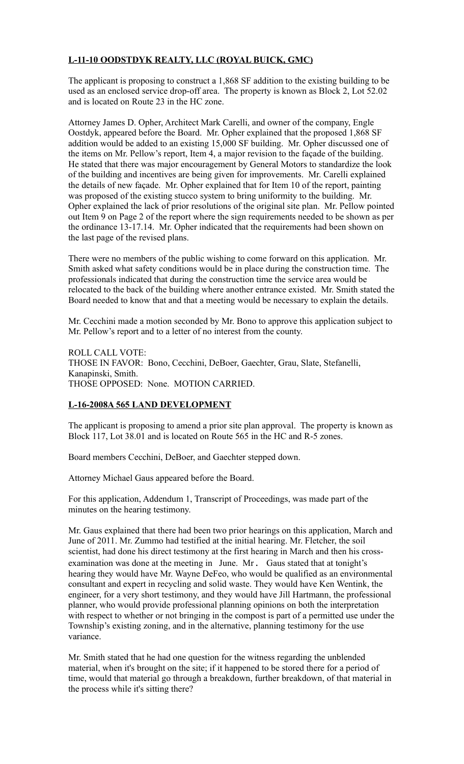**L-11-10 OODSTDYK REALTY, LLC (ROYAL BUICK, GMC)**

The applicant is proposing to construct a 1,868 SF addition to the existing building to be used as an enclosed service drop-off area. The property is known as Block 2, Lot 52.02 and is located on Route 23 in the HC zone.

Attorney James D. Opher, Architect Mark Carelli, and owner of the company, Engle Oostdyk, appeared before the Board. Mr. Opher explained that the proposed 1,868 SF addition would be added to an existing 15,000 SF building. Mr. Opher discussed one of the items on Mr. Pellow's report, Item 4, a major revision to the façade of the building. He stated that there was major encouragement by General Motors to standardize the look of the building and incentives are being given for improvements. Mr. Carelli explained the details of new façade. Mr. Opher explained that for Item 10 of the report, painting was proposed of the existing stucco system to bring uniformity to the building. Mr. Opher explained the lack of prior resolutions of the original site plan. Mr. Pellow pointed out Item 9 on Page 2 of the report where the sign requirements needed to be shown as per the ordinance 13-17.14. Mr. Opher indicated that the requirements had been shown on the last page of the revised plans.

There were no members of the public wishing to come forward on this application. Mr. Smith asked what safety conditions would be in place during the construction time. The professionals indicated that during the construction time the service area would be relocated to the back of the building where another entrance existed. Mr. Smith stated the Board needed to know that and that a meeting would be necessary to explain the details.

Mr. Cecchini made a motion seconded by Mr. Bono to approve this application subject to Mr. Pellow's report and to a letter of no interest from the county.

ROLL CALL VOTE:
THOSE IN FAVOR: Bono, Cecchini, DeBoer, Gaechter, Grau, Slate, Stefanelli, Kanapinski, Smith.
THOSE OPPOSED: None. MOTION CARRIED.

**L-16-2008A 565 LAND DEVELOPMENT**

The applicant is proposing to amend a prior site plan approval. The property is known as Block 117, Lot 38.01 and is located on Route 565 in the HC and R-5 zones.

Board members Cecchini, DeBoer, and Gaechter stepped down.

Attorney Michael Gaus appeared before the Board.

For this application, Addendum 1, Transcript of Proceedings, was made part of the minutes on the hearing testimony.

Mr. Gaus explained that there had been two prior hearings on this application, March and June of 2011. Mr. Zummo had testified at the initial hearing. Mr. Fletcher, the soil scientist, had done his direct testimony at the first hearing in March and then his cross-examination was done at the meeting in June. Mr. Gaus stated that at tonight's hearing they would have Mr. Wayne DeFeo, who would be qualified as an environmental consultant and expert in recycling and solid waste. They would have Ken Wentink, the engineer, for a very short testimony, and they would have Jill Hartmann, the professional planner, who would provide professional planning opinions on both the interpretation with respect to whether or not bringing in the compost is part of a permitted use under the Township's existing zoning, and in the alternative, planning testimony for the use variance.

Mr. Smith stated that he had one question for the witness regarding the unblended material, when it's brought on the site; if it happened to be stored there for a period of time, would that material go through a breakdown, further breakdown, of that material in the process while it's sitting there?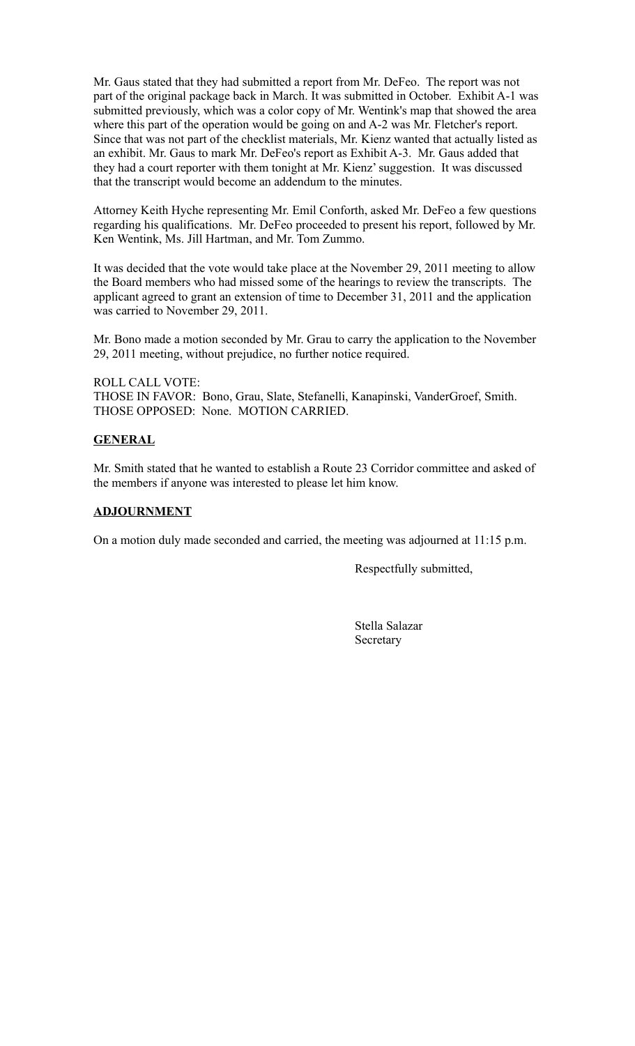Mr. Gaus stated that they had submitted a report from Mr. DeFeo. The report was not part of the original package back in March. It was submitted in October. Exhibit A-1 was submitted previously, which was a color copy of Mr. Wentink's map that showed the area where this part of the operation would be going on and A-2 was Mr. Fletcher's report. Since that was not part of the checklist materials, Mr. Kienz wanted that actually listed as an exhibit. Mr. Gaus to mark Mr. DeFeo's report as Exhibit A-3. Mr. Gaus added that they had a court reporter with them tonight at Mr. Kienz' suggestion. It was discussed that the transcript would become an addendum to the minutes.

Attorney Keith Hyche representing Mr. Emil Conforth, asked Mr. DeFeo a few questions regarding his qualifications. Mr. DeFeo proceeded to present his report, followed by Mr. Ken Wentink, Ms. Jill Hartman, and Mr. Tom Zummo.

It was decided that the vote would take place at the November 29, 2011 meeting to allow the Board members who had missed some of the hearings to review the transcripts. The applicant agreed to grant an extension of time to December 31, 2011 and the application was carried to November 29, 2011.

Mr. Bono made a motion seconded by Mr. Grau to carry the application to the November 29, 2011 meeting, without prejudice, no further notice required.

ROLL CALL VOTE:
THOSE IN FAVOR: Bono, Grau, Slate, Stefanelli, Kanapinski, VanderGroef, Smith.
THOSE OPPOSED: None. MOTION CARRIED.

**GENERAL**

Mr. Smith stated that he wanted to establish a Route 23 Corridor committee and asked of the members if anyone was interested to please let him know.

**ADJOURNMENT**

On a motion duly made seconded and carried, the meeting was adjourned at 11:15 p.m.

Respectfully submitted,

Stella Salazar
Secretary